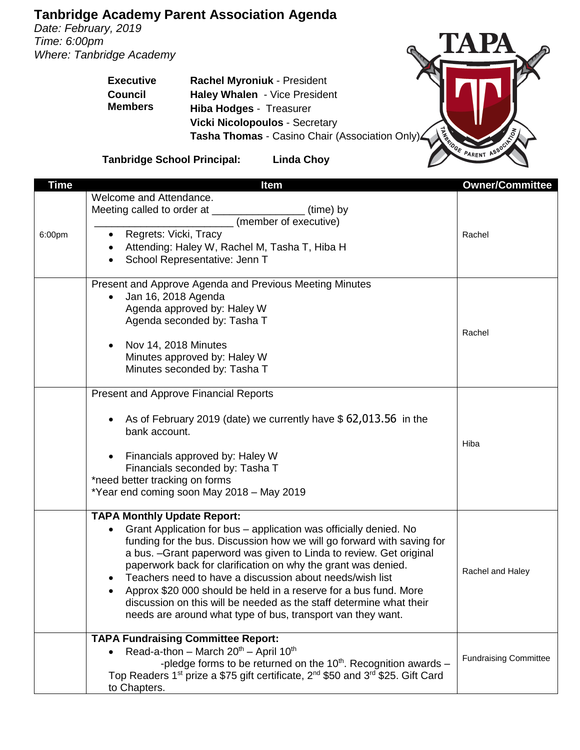# Tanbridge Academy Parent Association Agenda

*Date: February, 2019*
*Time: 6:00pm*
*Where: Tanbridge Academy*

**Executive Council Members**

**Rachel Myroniuk** - President
**Haley Whalen** - Vice President
**Hiba Hodges** - Treasurer
**Vicki Nicolopoulos** - Secretary
**Tasha Thomas** - Casino Chair (Association Only)

**Tanbridge School Principal:** **Linda Choy**

| Time | Item | Owner/Committee |
| --- | --- | --- |
| 6:00pm | Welcome and Attendance.<br>Meeting called to order at _______________ (time) by _______________ (member of executive)<br>• Regrets: Vicki, Tracy<br>• Attending: Haley W, Rachel M, Tasha T, Hiba H<br>• School Representative: Jenn T | Rachel |
| | Present and Approve Agenda and Previous Meeting Minutes<br>• Jan 16, 2018 Agenda<br>Agenda approved by: Haley W<br>Agenda seconded by: Tasha T<br>• Nov 14, 2018 Minutes<br>Minutes approved by: Haley W<br>Minutes seconded by: Tasha T | Rachel |
| | Present and Approve Financial Reports<br>• As of February 2019 (date) we currently have $ 62,013.56 in the bank account.<br>• Financials approved by: Haley W<br>Financials seconded by: Tasha T<br>*need better tracking on forms<br>*Year end coming soon May 2018 – May 2019 | Hiba |
| | **TAPA Monthly Update Report:**<br>• Grant Application for bus – application was officially denied. No funding for the bus. Discussion how we will go forward with saving for a bus. –Grant paperword was given to Linda to review. Get original paperwork back for clarification on why the grant was denied.<br>• Teachers need to have a discussion about needs/wish list<br>• Approx $20 000 should be held in a reserve for a bus fund. More discussion on this will be needed as the staff determine what their needs are around what type of bus, transport van they want. | Rachel and Haley |
| | **TAPA Fundraising Committee Report:**<br>• Read-a-thon – March 20th – April 10th<br>-pledge forms to be returned on the 10th. Recognition awards – Top Readers 1st prize a $75 gift certificate, 2nd $50 and 3rd $25. Gift Card to Chapters. | Fundraising Committee |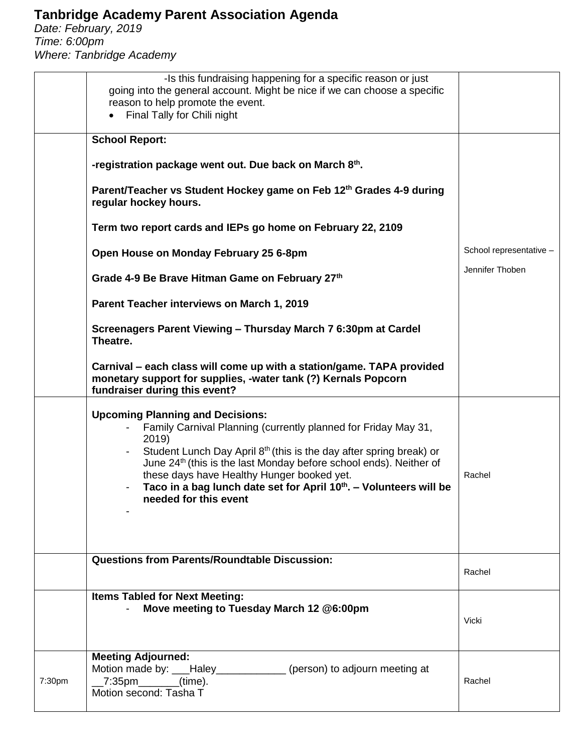**Tanbridge Academy Parent Association Agenda**

*Date: February, 2019*
*Time: 6:00pm*
*Where: Tanbridge Academy*

| | | |
|---|---|---|
| | -Is this fundraising happening for a specific reason or just going into the general account. Might be nice if we can choose a specific reason to help promote the event.<br>• Final Tally for Chili night | |
| | **School Report:**<br><br>**-registration package went out. Due back on March 8th.**<br><br>**Parent/Teacher vs Student Hockey game on Feb 12th Grades 4-9 during regular hockey hours.**<br><br>**Term two report cards and IEPs go home on February 22, 2109**<br><br>**Open House on Monday February 25 6-8pm**<br><br>**Grade 4-9 Be Brave Hitman Game on February 27th**<br><br>**Parent Teacher interviews on March 1, 2019**<br><br>**Screenagers Parent Viewing – Thursday March 7 6:30pm at Cardel Theatre.**<br><br>**Carnival – each class will come up with a station/game. TAPA provided monetary support for supplies, -water tank (?) Kernals Popcorn fundraiser during this event?** | School representative – Jennifer Thoben |
| | **Upcoming Planning and Decisions:**<br>- Family Carnival Planning (currently planned for Friday May 31, 2019)<br>- Student Lunch Day April 8th (this is the day after spring break) or June 24th (this is the last Monday before school ends). Neither of these days have Healthy Hunger booked yet.<br>- **Taco in a bag lunch date set for April 10th. – Volunteers will be needed for this event**<br>- | Rachel |
| | **Questions from Parents/Roundtable Discussion:** | Rachel |
| | **Items Tabled for Next Meeting:**<br>- **Move meeting to Tuesday March 12 @6:00pm** | Vicki |
| 7:30pm | **Meeting Adjourned:**<br>Motion made by: ___Haley____________ (person) to adjourn meeting at __7:35pm_______(time).<br>Motion second: Tasha T | Rachel |